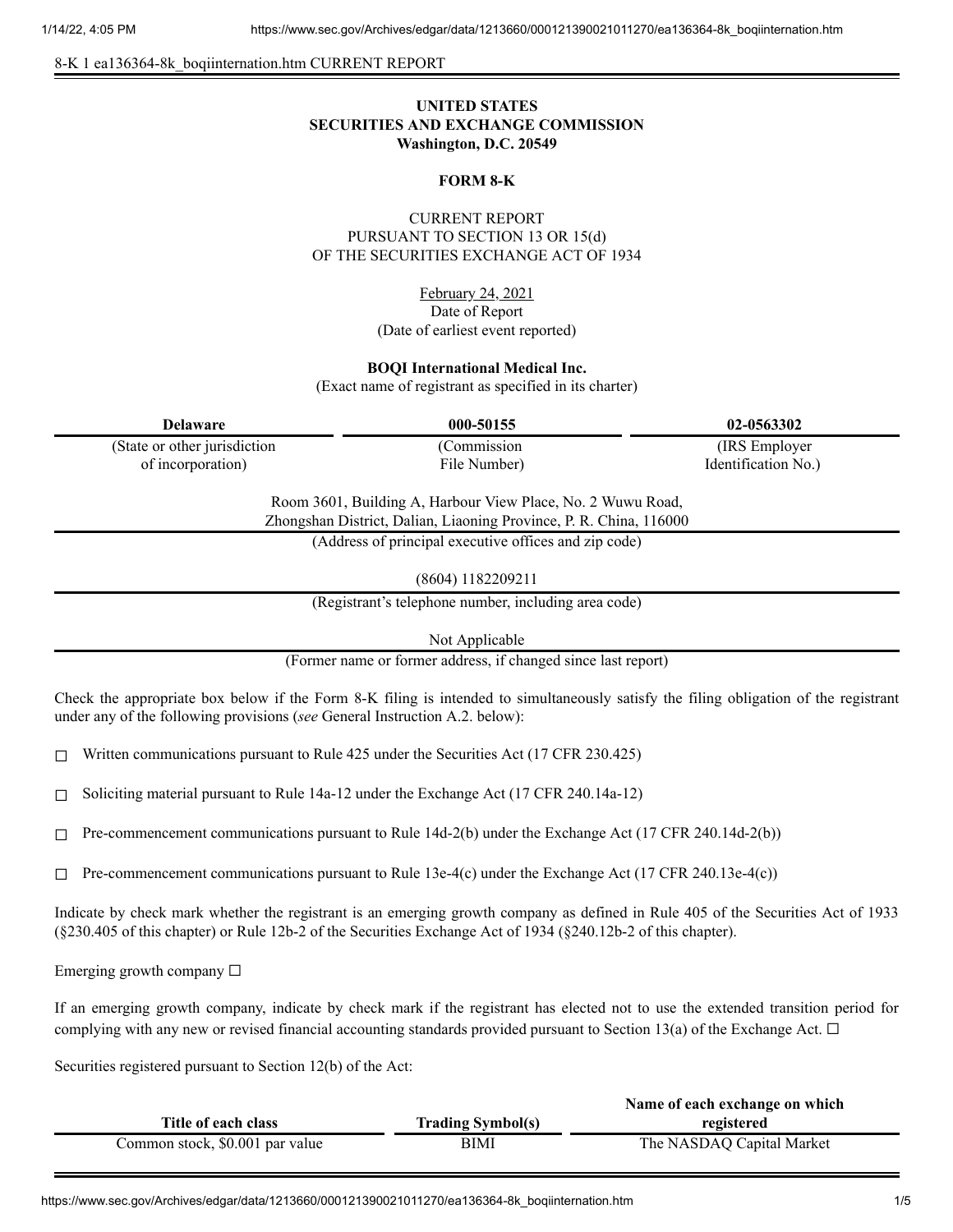8-K 1 ea136364-8k_boqiinternation.htm CURRENT REPORT

**UNITED STATES**
**SECURITIES AND EXCHANGE COMMISSION**
**Washington, D.C. 20549**

**FORM 8-K**

CURRENT REPORT
PURSUANT TO SECTION 13 OR 15(d)
OF THE SECURITIES EXCHANGE ACT OF 1934

February 24, 2021
Date of Report
(Date of earliest event reported)

**BOQI International Medical Inc.**
(Exact name of registrant as specified in its charter)

| **Delaware** | **000-50155** | **02-0563302** |
|---|---|---|
| (State or other jurisdiction of incorporation) | (Commission File Number) | (IRS Employer Identification No.) |

Room 3601, Building A, Harbour View Place, No. 2 Wuwu Road,
Zhongshan District, Dalian, Liaoning Province, P. R. China, 116000
(Address of principal executive offices and zip code)

(8604) 1182209211
(Registrant's telephone number, including area code)

Not Applicable
(Former name or former address, if changed since last report)

Check the appropriate box below if the Form 8-K filing is intended to simultaneously satisfy the filing obligation of the registrant under any of the following provisions (*see* General Instruction A.2. below):

☐ Written communications pursuant to Rule 425 under the Securities Act (17 CFR 230.425)

☐ Soliciting material pursuant to Rule 14a-12 under the Exchange Act (17 CFR 240.14a-12)

☐ Pre-commencement communications pursuant to Rule 14d-2(b) under the Exchange Act (17 CFR 240.14d-2(b))

☐ Pre-commencement communications pursuant to Rule 13e-4(c) under the Exchange Act (17 CFR 240.13e-4(c))

Indicate by check mark whether the registrant is an emerging growth company as defined in Rule 405 of the Securities Act of 1933 (§230.405 of this chapter) or Rule 12b-2 of the Securities Exchange Act of 1934 (§240.12b-2 of this chapter).

Emerging growth company ☐

If an emerging growth company, indicate by check mark if the registrant has elected not to use the extended transition period for complying with any new or revised financial accounting standards provided pursuant to Section 13(a) of the Exchange Act. ☐

Securities registered pursuant to Section 12(b) of the Act:

| Title of each class | Trading Symbol(s) | Name of each exchange on which registered |
|---|---|---|
| Common stock, $0.001 par value | BIMI | The NASDAQ Capital Market |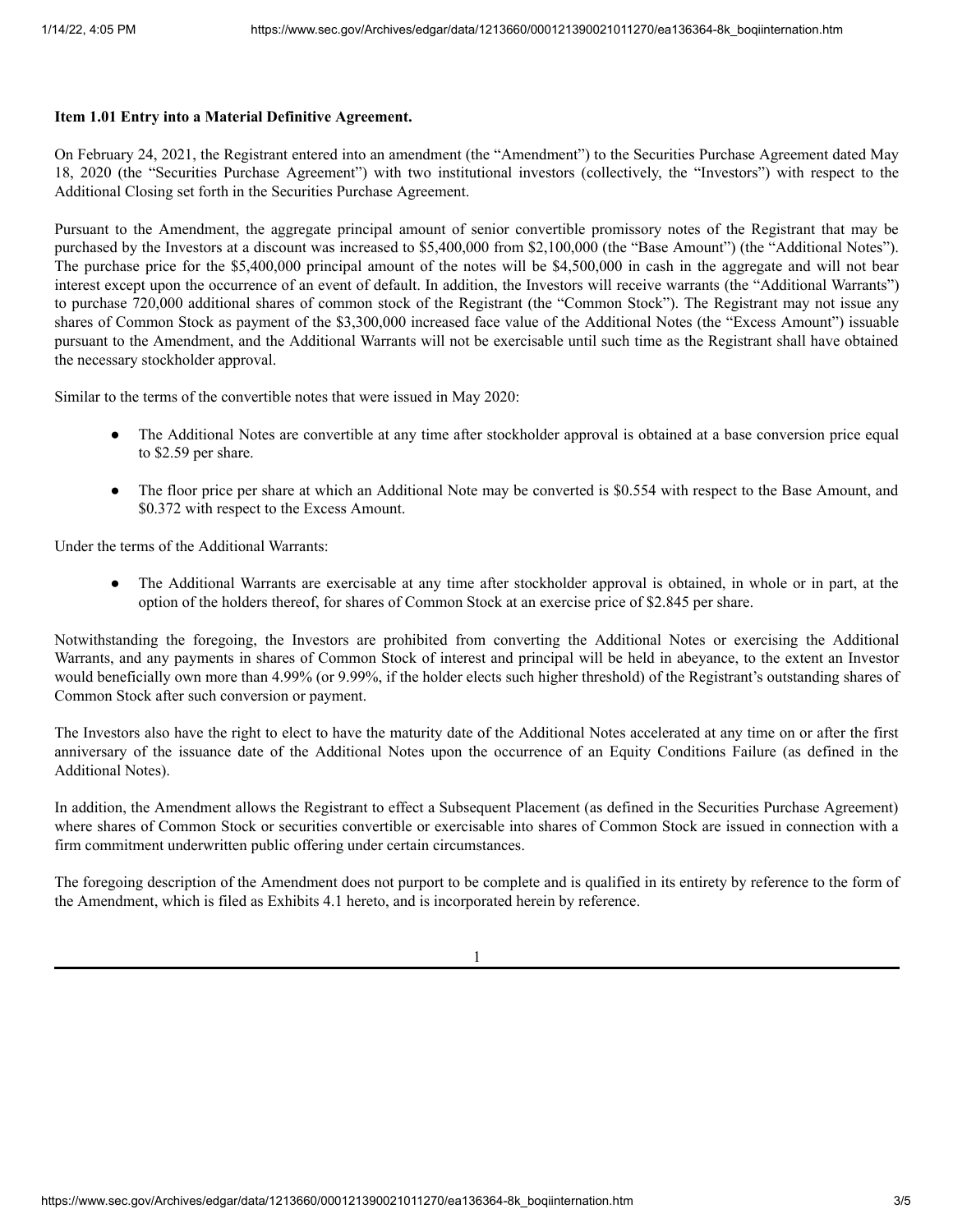**Item 1.01 Entry into a Material Definitive Agreement.**

On February 24, 2021, the Registrant entered into an amendment (the "Amendment") to the Securities Purchase Agreement dated May 18, 2020 (the "Securities Purchase Agreement") with two institutional investors (collectively, the "Investors") with respect to the Additional Closing set forth in the Securities Purchase Agreement.

Pursuant to the Amendment, the aggregate principal amount of senior convertible promissory notes of the Registrant that may be purchased by the Investors at a discount was increased to $5,400,000 from $2,100,000 (the "Base Amount") (the "Additional Notes"). The purchase price for the $5,400,000 principal amount of the notes will be $4,500,000 in cash in the aggregate and will not bear interest except upon the occurrence of an event of default. In addition, the Investors will receive warrants (the "Additional Warrants") to purchase 720,000 additional shares of common stock of the Registrant (the "Common Stock"). The Registrant may not issue any shares of Common Stock as payment of the $3,300,000 increased face value of the Additional Notes (the "Excess Amount") issuable pursuant to the Amendment, and the Additional Warrants will not be exercisable until such time as the Registrant shall have obtained the necessary stockholder approval.

Similar to the terms of the convertible notes that were issued in May 2020:

- The Additional Notes are convertible at any time after stockholder approval is obtained at a base conversion price equal to $2.59 per share.
- The floor price per share at which an Additional Note may be converted is $0.554 with respect to the Base Amount, and $0.372 with respect to the Excess Amount.

Under the terms of the Additional Warrants:

- The Additional Warrants are exercisable at any time after stockholder approval is obtained, in whole or in part, at the option of the holders thereof, for shares of Common Stock at an exercise price of $2.845 per share.

Notwithstanding the foregoing, the Investors are prohibited from converting the Additional Notes or exercising the Additional Warrants, and any payments in shares of Common Stock of interest and principal will be held in abeyance, to the extent an Investor would beneficially own more than 4.99% (or 9.99%, if the holder elects such higher threshold) of the Registrant's outstanding shares of Common Stock after such conversion or payment.

The Investors also have the right to elect to have the maturity date of the Additional Notes accelerated at any time on or after the first anniversary of the issuance date of the Additional Notes upon the occurrence of an Equity Conditions Failure (as defined in the Additional Notes).

In addition, the Amendment allows the Registrant to effect a Subsequent Placement (as defined in the Securities Purchase Agreement) where shares of Common Stock or securities convertible or exercisable into shares of Common Stock are issued in connection with a firm commitment underwritten public offering under certain circumstances.

The foregoing description of the Amendment does not purport to be complete and is qualified in its entirety by reference to the form of the Amendment, which is filed as Exhibits 4.1 hereto, and is incorporated herein by reference.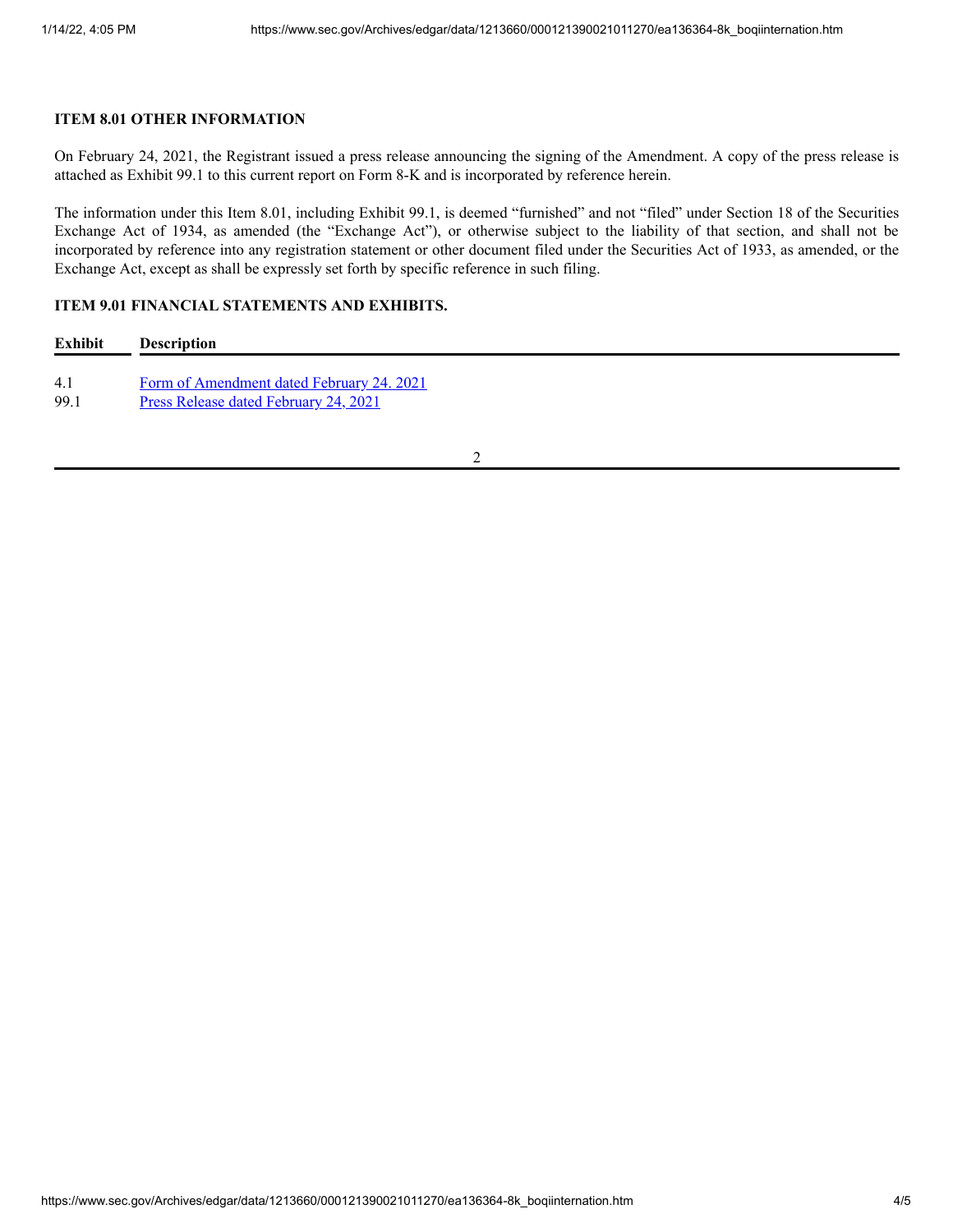**ITEM 8.01 OTHER INFORMATION**

On February 24, 2021, the Registrant issued a press release announcing the signing of the Amendment. A copy of the press release is attached as Exhibit 99.1 to this current report on Form 8-K and is incorporated by reference herein.

The information under this Item 8.01, including Exhibit 99.1, is deemed "furnished" and not "filed" under Section 18 of the Securities Exchange Act of 1934, as amended (the "Exchange Act"), or otherwise subject to the liability of that section, and shall not be incorporated by reference into any registration statement or other document filed under the Securities Act of 1933, as amended, or the Exchange Act, except as shall be expressly set forth by specific reference in such filing.

**ITEM 9.01 FINANCIAL STATEMENTS AND EXHIBITS.**

| Exhibit | Description |
| --- | --- |
| 4.1 | Form of Amendment dated February 24. 2021 |
| 99.1 | Press Release dated February 24, 2021 |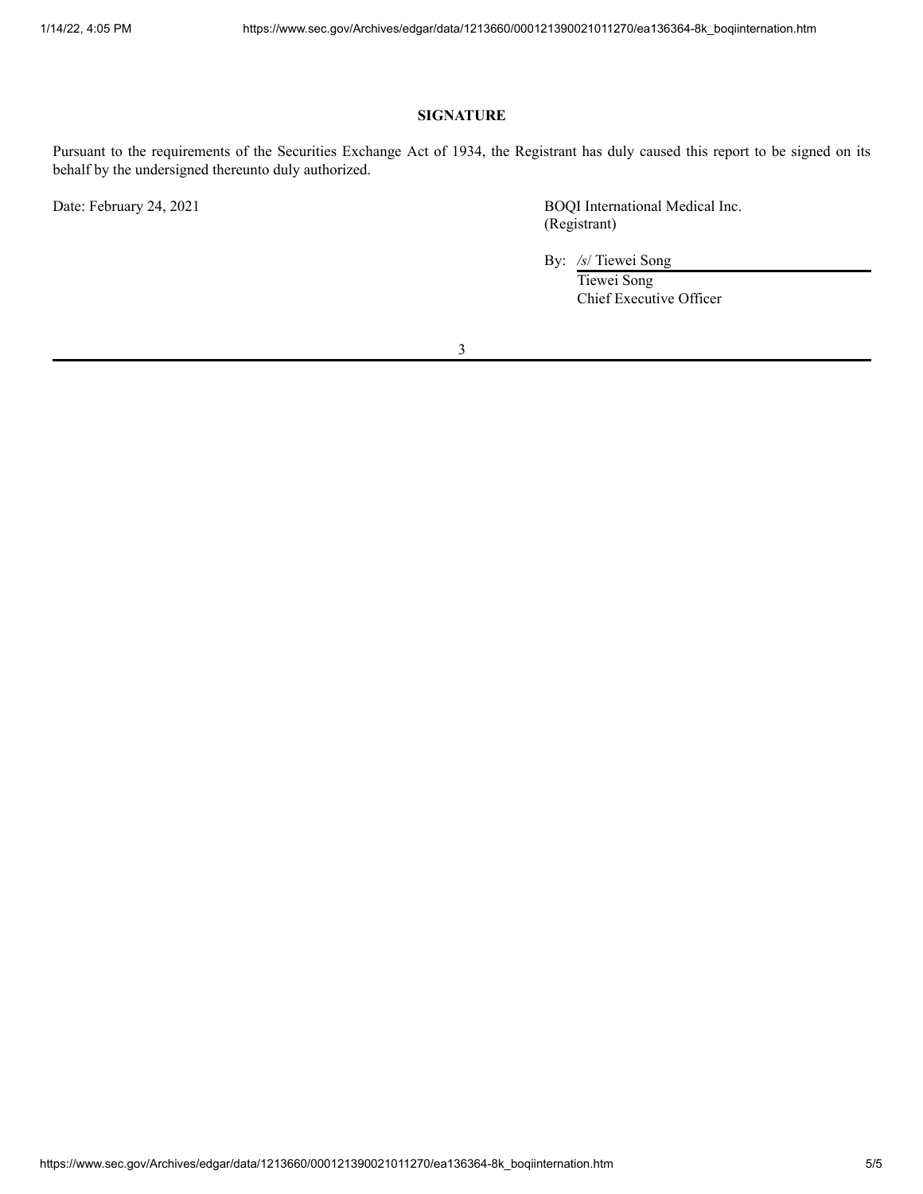**SIGNATURE**

Pursuant to the requirements of the Securities Exchange Act of 1934, the Registrant has duly caused this report to be signed on its behalf by the undersigned thereunto duly authorized.

Date: February 24, 2021

BOQI International Medical Inc.
(Registrant)

By: */s/* Tiewei Song
Tiewei Song
Chief Executive Officer